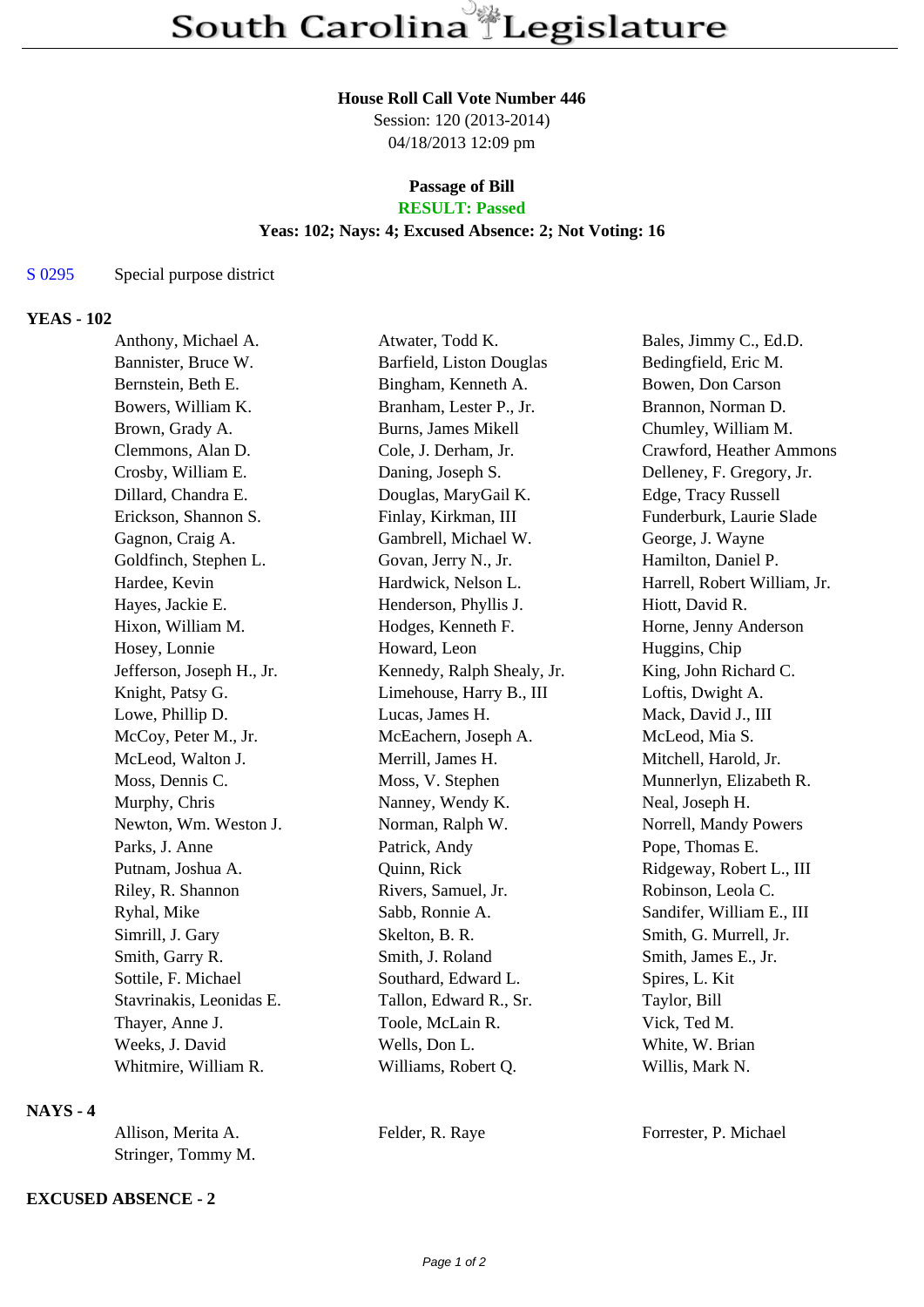# South Carolina Legislature

**House Roll Call Vote Number 446**
Session: 120 (2013-2014)
04/18/2013 12:09 pm

**Passage of Bill**
**RESULT: Passed**
**Yeas: 102; Nays: 4; Excused Absence: 2; Not Voting: 16**

S 0295 Special purpose district

**YEAS - 102**

| | | |
|---|---|---|
| Anthony, Michael A. | Atwater, Todd K. | Bales, Jimmy C., Ed.D. |
| Bannister, Bruce W. | Barfield, Liston Douglas | Bedingfield, Eric M. |
| Bernstein, Beth E. | Bingham, Kenneth A. | Bowen, Don Carson |
| Bowers, William K. | Branham, Lester P., Jr. | Brannon, Norman D. |
| Brown, Grady A. | Burns, James Mikell | Chumley, William M. |
| Clemmons, Alan D. | Cole, J. Derham, Jr. | Crawford, Heather Ammons |
| Crosby, William E. | Daning, Joseph S. | Delleney, F. Gregory, Jr. |
| Dillard, Chandra E. | Douglas, MaryGail K. | Edge, Tracy Russell |
| Erickson, Shannon S. | Finlay, Kirkman, III | Funderburk, Laurie Slade |
| Gagnon, Craig A. | Gambrell, Michael W. | George, J. Wayne |
| Goldfinch, Stephen L. | Govan, Jerry N., Jr. | Hamilton, Daniel P. |
| Hardee, Kevin | Hardwick, Nelson L. | Harrell, Robert William, Jr. |
| Hayes, Jackie E. | Henderson, Phyllis J. | Hiott, David R. |
| Hixon, William M. | Hodges, Kenneth F. | Horne, Jenny Anderson |
| Hosey, Lonnie | Howard, Leon | Huggins, Chip |
| Jefferson, Joseph H., Jr. | Kennedy, Ralph Shealy, Jr. | King, John Richard C. |
| Knight, Patsy G. | Limehouse, Harry B., III | Loftis, Dwight A. |
| Lowe, Phillip D. | Lucas, James H. | Mack, David J., III |
| McCoy, Peter M., Jr. | McEachern, Joseph A. | McLeod, Mia S. |
| McLeod, Walton J. | Merrill, James H. | Mitchell, Harold, Jr. |
| Moss, Dennis C. | Moss, V. Stephen | Munnerlyn, Elizabeth R. |
| Murphy, Chris | Nanney, Wendy K. | Neal, Joseph H. |
| Newton, Wm. Weston J. | Norman, Ralph W. | Norrell, Mandy Powers |
| Parks, J. Anne | Patrick, Andy | Pope, Thomas E. |
| Putnam, Joshua A. | Quinn, Rick | Ridgeway, Robert L., III |
| Riley, R. Shannon | Rivers, Samuel, Jr. | Robinson, Leola C. |
| Ryhal, Mike | Sabb, Ronnie A. | Sandifer, William E., III |
| Simrill, J. Gary | Skelton, B. R. | Smith, G. Murrell, Jr. |
| Smith, Garry R. | Smith, J. Roland | Smith, James E., Jr. |
| Sottile, F. Michael | Southard, Edward L. | Spires, L. Kit |
| Stavrinakis, Leonidas E. | Tallon, Edward R., Sr. | Taylor, Bill |
| Thayer, Anne J. | Toole, McLain R. | Vick, Ted M. |
| Weeks, J. David | Wells, Don L. | White, W. Brian |
| Whitmire, William R. | Williams, Robert Q. | Willis, Mark N. |

**NAYS - 4**

| | | |
|---|---|---|
| Allison, Merita A. | Felder, R. Raye | Forrester, P. Michael |
| Stringer, Tommy M. | | |

**EXCUSED ABSENCE - 2**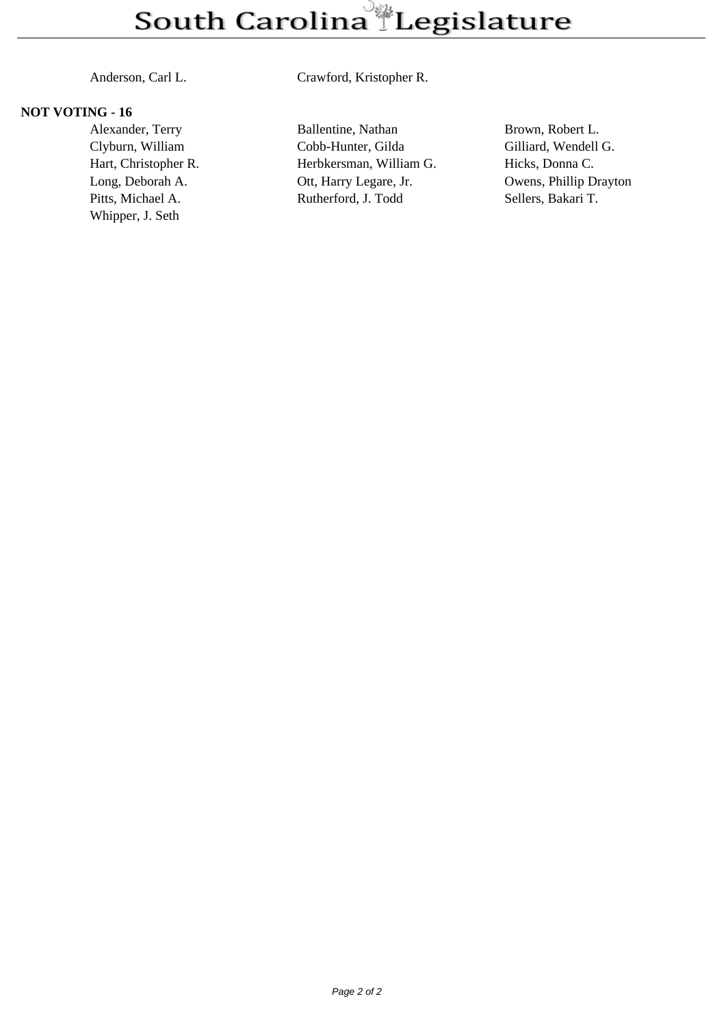Anderson, Carl L.
Crawford, Kristopher R.

**NOT VOTING - 16**

Alexander, Terry
Ballentine, Nathan
Brown, Robert L.
Clyburn, William
Cobb-Hunter, Gilda
Gilliard, Wendell G.
Hart, Christopher R.
Herbkersman, William G.
Hicks, Donna C.
Long, Deborah A.
Ott, Harry Legare, Jr.
Owens, Phillip Drayton
Pitts, Michael A.
Rutherford, J. Todd
Sellers, Bakari T.
Whipper, J. Seth